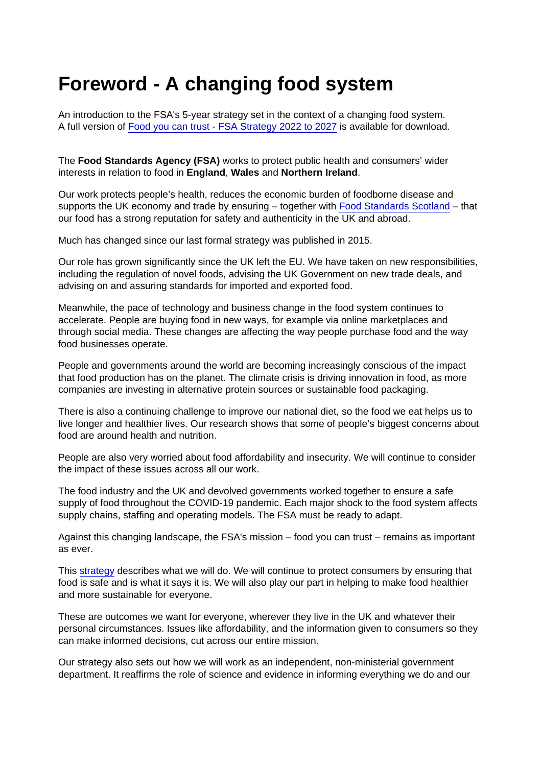# Foreword - A changing food system

An introduction to the FSA's 5-year strategy set in the context of a changing food system. A full version of Food you can trust - FSA Strategy 2022 to 2027 is available for download.

The **Food Standards Agency (FSA)** works to protect public health and consumers' wider interests in relation to food in **England**, **Wales** and **Northern Ireland**.

Our work protects people's health, reduces the economic burden of foodborne disease and supports the UK economy and trade by ensuring – together with Food Standards Scotland – that our food has a strong reputation for safety and authenticity in the UK and abroad.

Much has changed since our last formal strategy was published in 2015.

Our role has grown significantly since the UK left the EU. We have taken on new responsibilities, including the regulation of novel foods, advising the UK Government on new trade deals, and advising on and assuring standards for imported and exported food.

Meanwhile, the pace of technology and business change in the food system continues to accelerate. People are buying food in new ways, for example via online marketplaces and through social media. These changes are affecting the way people purchase food and the way food businesses operate.

People and governments around the world are becoming increasingly conscious of the impact that food production has on the planet. The climate crisis is driving innovation in food, as more companies are investing in alternative protein sources or sustainable food packaging.

There is also a continuing challenge to improve our national diet, so the food we eat helps us to live longer and healthier lives. Our research shows that some of people's biggest concerns about food are around health and nutrition.

People are also very worried about food affordability and insecurity. We will continue to consider the impact of these issues across all our work.

The food industry and the UK and devolved governments worked together to ensure a safe supply of food throughout the COVID-19 pandemic. Each major shock to the food system affects supply chains, staffing and operating models. The FSA must be ready to adapt.

Against this changing landscape, the FSA's mission – food you can trust – remains as important as ever.

This strategy describes what we will do. We will continue to protect consumers by ensuring that food is safe and is what it says it is. We will also play our part in helping to make food healthier and more sustainable for everyone.

These are outcomes we want for everyone, wherever they live in the UK and whatever their personal circumstances. Issues like affordability, and the information given to consumers so they can make informed decisions, cut across our entire mission.

Our strategy also sets out how we will work as an independent, non-ministerial government department. It reaffirms the role of science and evidence in informing everything we do and our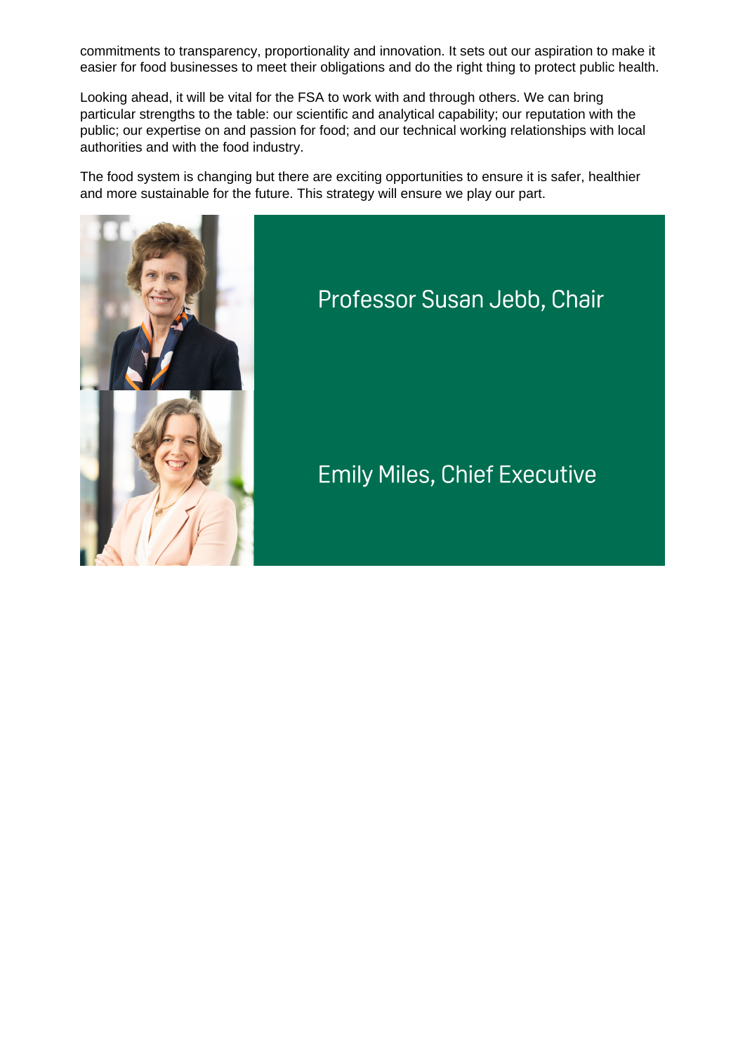commitments to transparency, proportionality and innovation. It sets out our aspiration to make it easier for food businesses to meet their obligations and do the right thing to protect public health.

Looking ahead, it will be vital for the FSA to work with and through others. We can bring particular strengths to the table: our scientific and analytical capability; our reputation with the public; our expertise on and passion for food; and our technical working relationships with local authorities and with the food industry.

The food system is changing but there are exciting opportunities to ensure it is safer, healthier and more sustainable for the future. This strategy will ensure we play our part.

Professor Susan Jebb, Chair

Emily Miles, Chief Executive